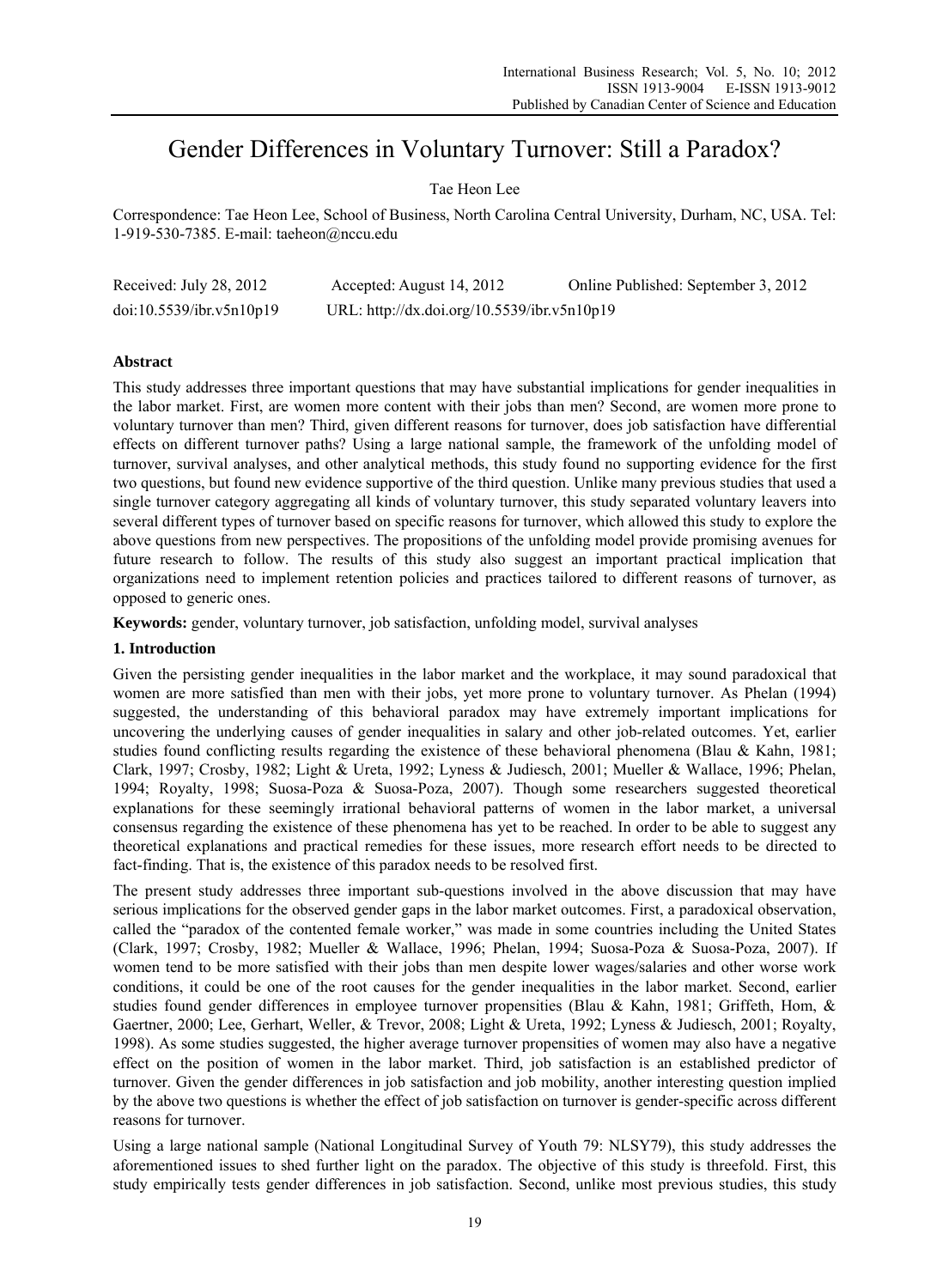# Gender Differences in Voluntary Turnover: Still a Paradox?

Tae Heon Lee

Correspondence: Tae Heon Lee, School of Business, North Carolina Central University, Durham, NC, USA. Tel: 1-919-530-7385. E-mail: taeheon@nccu.edu

Received: July 28, 2012 Accepted: August 14, 2012 Online Published: September 3, 2012

doi:10.5539/ibr.v5n10p19 URL: http://dx.doi.org/10.5539/ibr.v5n10p19

## Abstract

This study addresses three important questions that may have substantial implications for gender inequalities in the labor market. First, are women more content with their jobs than men? Second, are women more prone to voluntary turnover than men? Third, given different reasons for turnover, does job satisfaction have differential effects on different turnover paths? Using a large national sample, the framework of the unfolding model of turnover, survival analyses, and other analytical methods, this study found no supporting evidence for the first two questions, but found new evidence supportive of the third question. Unlike many previous studies that used a single turnover category aggregating all kinds of voluntary turnover, this study separated voluntary leavers into several different types of turnover based on specific reasons for turnover, which allowed this study to explore the above questions from new perspectives. The propositions of the unfolding model provide promising avenues for future research to follow. The results of this study also suggest an important practical implication that organizations need to implement retention policies and practices tailored to different reasons of turnover, as opposed to generic ones.

**Keywords:** gender, voluntary turnover, job satisfaction, unfolding model, survival analyses

## 1. Introduction

Given the persisting gender inequalities in the labor market and the workplace, it may sound paradoxical that women are more satisfied than men with their jobs, yet more prone to voluntary turnover. As Phelan (1994) suggested, the understanding of this behavioral paradox may have extremely important implications for uncovering the underlying causes of gender inequalities in salary and other job-related outcomes. Yet, earlier studies found conflicting results regarding the existence of these behavioral phenomena (Blau & Kahn, 1981; Clark, 1997; Crosby, 1982; Light & Ureta, 1992; Lyness & Judiesch, 2001; Mueller & Wallace, 1996; Phelan, 1994; Royalty, 1998; Suosa-Poza & Suosa-Poza, 2007). Though some researchers suggested theoretical explanations for these seemingly irrational behavioral patterns of women in the labor market, a universal consensus regarding the existence of these phenomena has yet to be reached. In order to be able to suggest any theoretical explanations and practical remedies for these issues, more research effort needs to be directed to fact-finding. That is, the existence of this paradox needs to be resolved first.

The present study addresses three important sub-questions involved in the above discussion that may have serious implications for the observed gender gaps in the labor market outcomes. First, a paradoxical observation, called the "paradox of the contented female worker," was made in some countries including the United States (Clark, 1997; Crosby, 1982; Mueller & Wallace, 1996; Phelan, 1994; Suosa-Poza & Suosa-Poza, 2007). If women tend to be more satisfied with their jobs than men despite lower wages/salaries and other worse work conditions, it could be one of the root causes for the gender inequalities in the labor market. Second, earlier studies found gender differences in employee turnover propensities (Blau & Kahn, 1981; Griffeth, Hom, & Gaertner, 2000; Lee, Gerhart, Weller, & Trevor, 2008; Light & Ureta, 1992; Lyness & Judiesch, 2001; Royalty, 1998). As some studies suggested, the higher average turnover propensities of women may also have a negative effect on the position of women in the labor market. Third, job satisfaction is an established predictor of turnover. Given the gender differences in job satisfaction and job mobility, another interesting question implied by the above two questions is whether the effect of job satisfaction on turnover is gender-specific across different reasons for turnover.

Using a large national sample (National Longitudinal Survey of Youth 79: NLSY79), this study addresses the aforementioned issues to shed further light on the paradox. The objective of this study is threefold. First, this study empirically tests gender differences in job satisfaction. Second, unlike most previous studies, this study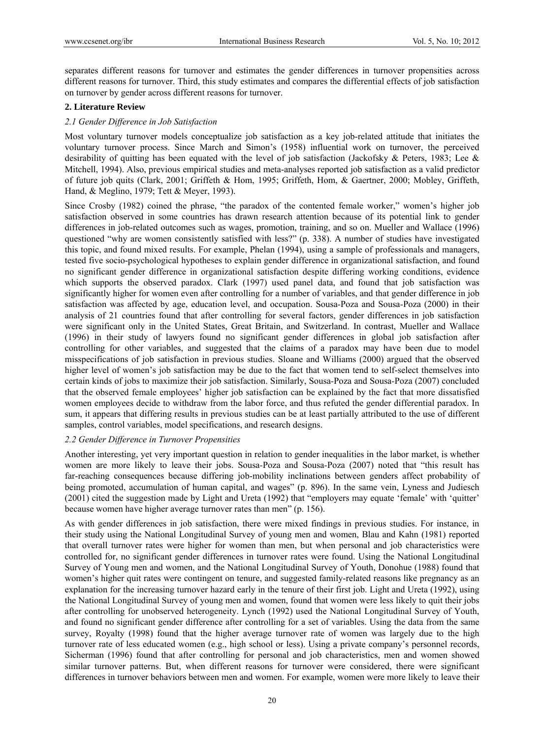separates different reasons for turnover and estimates the gender differences in turnover propensities across different reasons for turnover. Third, this study estimates and compares the differential effects of job satisfaction on turnover by gender across different reasons for turnover.

## 2. Literature Review

### *2.1 Gender Difference in Job Satisfaction*

Most voluntary turnover models conceptualize job satisfaction as a key job-related attitude that initiates the voluntary turnover process. Since March and Simon's (1958) influential work on turnover, the perceived desirability of quitting has been equated with the level of job satisfaction (Jackofsky & Peters, 1983; Lee & Mitchell, 1994). Also, previous empirical studies and meta-analyses reported job satisfaction as a valid predictor of future job quits (Clark, 2001; Griffeth & Hom, 1995; Griffeth, Hom, & Gaertner, 2000; Mobley, Griffeth, Hand, & Meglino, 1979; Tett & Meyer, 1993).

Since Crosby (1982) coined the phrase, "the paradox of the contented female worker," women's higher job satisfaction observed in some countries has drawn research attention because of its potential link to gender differences in job-related outcomes such as wages, promotion, training, and so on. Mueller and Wallace (1996) questioned "why are women consistently satisfied with less?" (p. 338). A number of studies have investigated this topic, and found mixed results. For example, Phelan (1994), using a sample of professionals and managers, tested five socio-psychological hypotheses to explain gender difference in organizational satisfaction, and found no significant gender difference in organizational satisfaction despite differing working conditions, evidence which supports the observed paradox. Clark (1997) used panel data, and found that job satisfaction was significantly higher for women even after controlling for a number of variables, and that gender difference in job satisfaction was affected by age, education level, and occupation. Sousa-Poza and Sousa-Poza (2000) in their analysis of 21 countries found that after controlling for several factors, gender differences in job satisfaction were significant only in the United States, Great Britain, and Switzerland. In contrast, Mueller and Wallace (1996) in their study of lawyers found no significant gender differences in global job satisfaction after controlling for other variables, and suggested that the claims of a paradox may have been due to model misspecifications of job satisfaction in previous studies. Sloane and Williams (2000) argued that the observed higher level of women's job satisfaction may be due to the fact that women tend to self-select themselves into certain kinds of jobs to maximize their job satisfaction. Similarly, Sousa-Poza and Sousa-Poza (2007) concluded that the observed female employees' higher job satisfaction can be explained by the fact that more dissatisfied women employees decide to withdraw from the labor force, and thus refuted the gender differential paradox. In sum, it appears that differing results in previous studies can be at least partially attributed to the use of different samples, control variables, model specifications, and research designs.

### *2.2 Gender Difference in Turnover Propensities*

Another interesting, yet very important question in relation to gender inequalities in the labor market, is whether women are more likely to leave their jobs. Sousa-Poza and Sousa-Poza (2007) noted that "this result has far-reaching consequences because differing job-mobility inclinations between genders affect probability of being promoted, accumulation of human capital, and wages" (p. 896). In the same vein, Lyness and Judiesch (2001) cited the suggestion made by Light and Ureta (1992) that "employers may equate 'female' with 'quitter' because women have higher average turnover rates than men" (p. 156).

As with gender differences in job satisfaction, there were mixed findings in previous studies. For instance, in their study using the National Longitudinal Survey of young men and women, Blau and Kahn (1981) reported that overall turnover rates were higher for women than men, but when personal and job characteristics were controlled for, no significant gender differences in turnover rates were found. Using the National Longitudinal Survey of Young men and women, and the National Longitudinal Survey of Youth, Donohue (1988) found that women's higher quit rates were contingent on tenure, and suggested family-related reasons like pregnancy as an explanation for the increasing turnover hazard early in the tenure of their first job. Light and Ureta (1992), using the National Longitudinal Survey of young men and women, found that women were less likely to quit their jobs after controlling for unobserved heterogeneity. Lynch (1992) used the National Longitudinal Survey of Youth, and found no significant gender difference after controlling for a set of variables. Using the data from the same survey, Royalty (1998) found that the higher average turnover rate of women was largely due to the high turnover rate of less educated women (e.g., high school or less). Using a private company's personnel records, Sicherman (1996) found that after controlling for personal and job characteristics, men and women showed similar turnover patterns. But, when different reasons for turnover were considered, there were significant differences in turnover behaviors between men and women. For example, women were more likely to leave their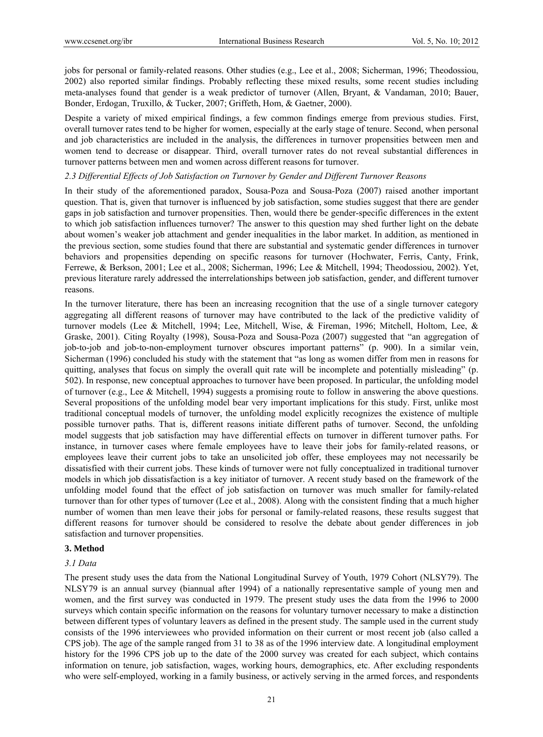jobs for personal or family-related reasons. Other studies (e.g., Lee et al., 2008; Sicherman, 1996; Theodossiou, 2002) also reported similar findings. Probably reflecting these mixed results, some recent studies including meta-analyses found that gender is a weak predictor of turnover (Allen, Bryant, & Vandaman, 2010; Bauer, Bonder, Erdogan, Truxillo, & Tucker, 2007; Griffeth, Hom, & Gaetner, 2000).

Despite a variety of mixed empirical findings, a few common findings emerge from previous studies. First, overall turnover rates tend to be higher for women, especially at the early stage of tenure. Second, when personal and job characteristics are included in the analysis, the differences in turnover propensities between men and women tend to decrease or disappear. Third, overall turnover rates do not reveal substantial differences in turnover patterns between men and women across different reasons for turnover.

### *2.3 Differential Effects of Job Satisfaction on Turnover by Gender and Different Turnover Reasons*

In their study of the aforementioned paradox, Sousa-Poza and Sousa-Poza (2007) raised another important question. That is, given that turnover is influenced by job satisfaction, some studies suggest that there are gender gaps in job satisfaction and turnover propensities. Then, would there be gender-specific differences in the extent to which job satisfaction influences turnover? The answer to this question may shed further light on the debate about women's weaker job attachment and gender inequalities in the labor market. In addition, as mentioned in the previous section, some studies found that there are substantial and systematic gender differences in turnover behaviors and propensities depending on specific reasons for turnover (Hochwater, Ferris, Canty, Frink, Ferrewe, & Berkson, 2001; Lee et al., 2008; Sicherman, 1996; Lee & Mitchell, 1994; Theodossiou, 2002). Yet, previous literature rarely addressed the interrelationships between job satisfaction, gender, and different turnover reasons.

In the turnover literature, there has been an increasing recognition that the use of a single turnover category aggregating all different reasons of turnover may have contributed to the lack of the predictive validity of turnover models (Lee & Mitchell, 1994; Lee, Mitchell, Wise, & Fireman, 1996; Mitchell, Holtom, Lee, & Graske, 2001). Citing Royalty (1998), Sousa-Poza and Sousa-Poza (2007) suggested that "an aggregation of job-to-job and job-to-non-employment turnover obscures important patterns" (p. 900). In a similar vein, Sicherman (1996) concluded his study with the statement that "as long as women differ from men in reasons for quitting, analyses that focus on simply the overall quit rate will be incomplete and potentially misleading" (p. 502). In response, new conceptual approaches to turnover have been proposed. In particular, the unfolding model of turnover (e.g., Lee & Mitchell, 1994) suggests a promising route to follow in answering the above questions. Several propositions of the unfolding model bear very important implications for this study. First, unlike most traditional conceptual models of turnover, the unfolding model explicitly recognizes the existence of multiple possible turnover paths. That is, different reasons initiate different paths of turnover. Second, the unfolding model suggests that job satisfaction may have differential effects on turnover in different turnover paths. For instance, in turnover cases where female employees have to leave their jobs for family-related reasons, or employees leave their current jobs to take an unsolicited job offer, these employees may not necessarily be dissatisfied with their current jobs. These kinds of turnover were not fully conceptualized in traditional turnover models in which job dissatisfaction is a key initiator of turnover. A recent study based on the framework of the unfolding model found that the effect of job satisfaction on turnover was much smaller for family-related turnover than for other types of turnover (Lee et al., 2008). Along with the consistent finding that a much higher number of women than men leave their jobs for personal or family-related reasons, these results suggest that different reasons for turnover should be considered to resolve the debate about gender differences in job satisfaction and turnover propensities.

## 3. Method

### *3.1 Data*

The present study uses the data from the National Longitudinal Survey of Youth, 1979 Cohort (NLSY79). The NLSY79 is an annual survey (biannual after 1994) of a nationally representative sample of young men and women, and the first survey was conducted in 1979. The present study uses the data from the 1996 to 2000 surveys which contain specific information on the reasons for voluntary turnover necessary to make a distinction between different types of voluntary leavers as defined in the present study. The sample used in the current study consists of the 1996 interviewees who provided information on their current or most recent job (also called a CPS job). The age of the sample ranged from 31 to 38 as of the 1996 interview date. A longitudinal employment history for the 1996 CPS job up to the date of the 2000 survey was created for each subject, which contains information on tenure, job satisfaction, wages, working hours, demographics, etc. After excluding respondents who were self-employed, working in a family business, or actively serving in the armed forces, and respondents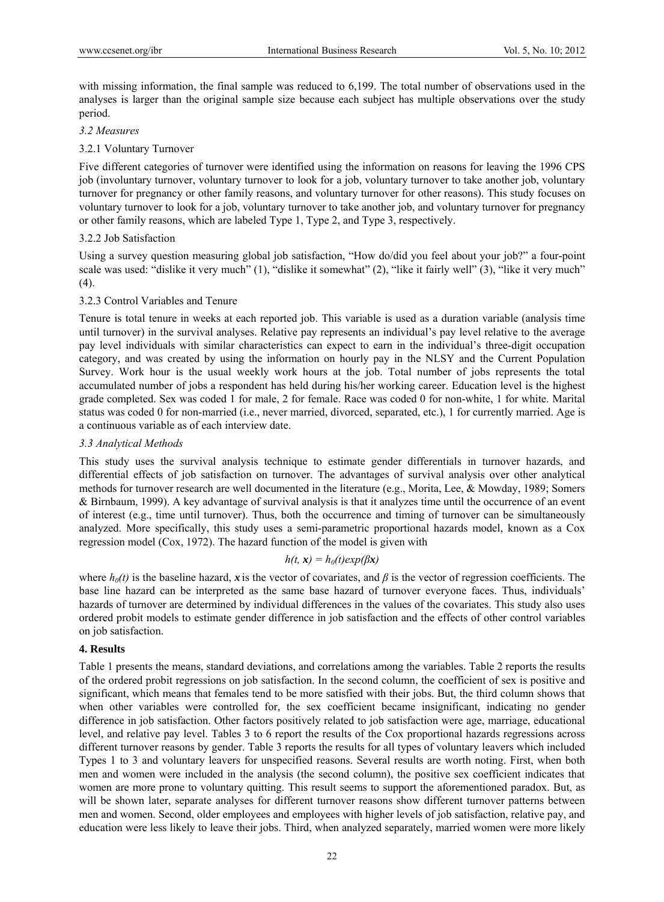with missing information, the final sample was reduced to 6,199. The total number of observations used in the analyses is larger than the original sample size because each subject has multiple observations over the study period.

### *3.2 Measures*

#### 3.2.1 Voluntary Turnover

Five different categories of turnover were identified using the information on reasons for leaving the 1996 CPS job (involuntary turnover, voluntary turnover to look for a job, voluntary turnover to take another job, voluntary turnover for pregnancy or other family reasons, and voluntary turnover for other reasons). This study focuses on voluntary turnover to look for a job, voluntary turnover to take another job, and voluntary turnover for pregnancy or other family reasons, which are labeled Type 1, Type 2, and Type 3, respectively.

#### 3.2.2 Job Satisfaction

Using a survey question measuring global job satisfaction, "How do/did you feel about your job?" a four-point scale was used: "dislike it very much" (1), "dislike it somewhat" (2), "like it fairly well" (3), "like it very much" (4).

#### 3.2.3 Control Variables and Tenure

Tenure is total tenure in weeks at each reported job. This variable is used as a duration variable (analysis time until turnover) in the survival analyses. Relative pay represents an individual's pay level relative to the average pay level individuals with similar characteristics can expect to earn in the individual's three-digit occupation category, and was created by using the information on hourly pay in the NLSY and the Current Population Survey. Work hour is the usual weekly work hours at the job. Total number of jobs represents the total accumulated number of jobs a respondent has held during his/her working career. Education level is the highest grade completed. Sex was coded 1 for male, 2 for female. Race was coded 0 for non-white, 1 for white. Marital status was coded 0 for non-married (i.e., never married, divorced, separated, etc.), 1 for currently married. Age is a continuous variable as of each interview date.

### *3.3 Analytical Methods*

This study uses the survival analysis technique to estimate gender differentials in turnover hazards, and differential effects of job satisfaction on turnover. The advantages of survival analysis over other analytical methods for turnover research are well documented in the literature (e.g., Morita, Lee, & Mowday, 1989; Somers & Birnbaum, 1999). A key advantage of survival analysis is that it analyzes time until the occurrence of an event of interest (e.g., time until turnover). Thus, both the occurrence and timing of turnover can be simultaneously analyzed. More specifically, this study uses a semi-parametric proportional hazards model, known as a Cox regression model (Cox, 1972). The hazard function of the model is given with

$$h(t, \boldsymbol{x}) = h_0(t)exp(\beta \boldsymbol{x})$$

where $h_0(t)$ is the baseline hazard, $\boldsymbol{x}$ is the vector of covariates, and $\beta$ is the vector of regression coefficients. The base line hazard can be interpreted as the same base hazard of turnover everyone faces. Thus, individuals' hazards of turnover are determined by individual differences in the values of the covariates. This study also uses ordered probit models to estimate gender difference in job satisfaction and the effects of other control variables on job satisfaction.

## 4. Results

Table 1 presents the means, standard deviations, and correlations among the variables. Table 2 reports the results of the ordered probit regressions on job satisfaction. In the second column, the coefficient of sex is positive and significant, which means that females tend to be more satisfied with their jobs. But, the third column shows that when other variables were controlled for, the sex coefficient became insignificant, indicating no gender difference in job satisfaction. Other factors positively related to job satisfaction were age, marriage, educational level, and relative pay level. Tables 3 to 6 report the results of the Cox proportional hazards regressions across different turnover reasons by gender. Table 3 reports the results for all types of voluntary leavers which included Types 1 to 3 and voluntary leavers for unspecified reasons. Several results are worth noting. First, when both men and women were included in the analysis (the second column), the positive sex coefficient indicates that women are more prone to voluntary quitting. This result seems to support the aforementioned paradox. But, as will be shown later, separate analyses for different turnover reasons show different turnover patterns between men and women. Second, older employees and employees with higher levels of job satisfaction, relative pay, and education were less likely to leave their jobs. Third, when analyzed separately, married women were more likely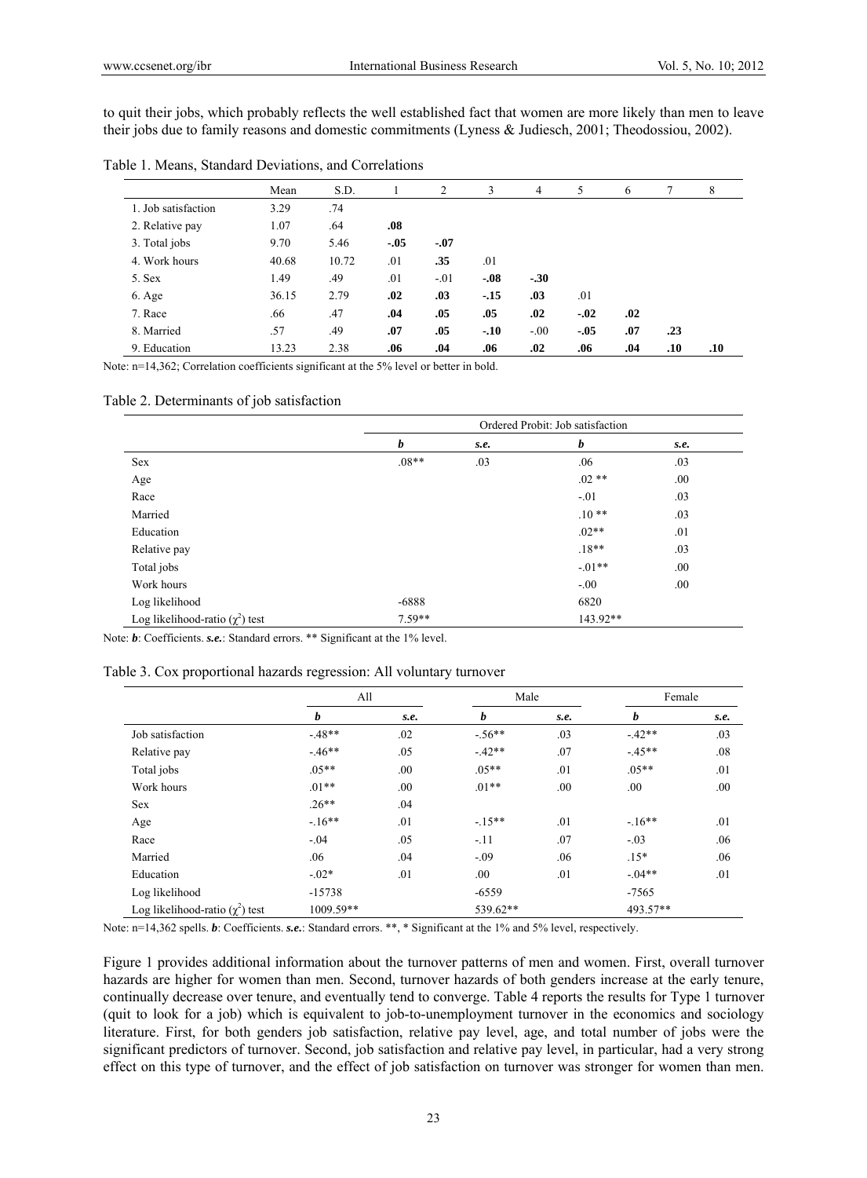to quit their jobs, which probably reflects the well established fact that women are more likely than men to leave their jobs due to family reasons and domestic commitments (Lyness & Judiesch, 2001; Theodossiou, 2002).

Table 1. Means, Standard Deviations, and Correlations

| | Mean | S.D. | 1 | 2 | 3 | 4 | 5 | 6 | 7 | 8 |
|---|---|---|---|---|---|---|---|---|---|---|
| 1. Job satisfaction | 3.29 | .74 | | | | | | | | |
| 2. Relative pay | 1.07 | .64 | **.08** | | | | | | | |
| 3. Total jobs | 9.70 | 5.46 | **-.05** | **-.07** | | | | | | |
| 4. Work hours | 40.68 | 10.72 | .01 | **.35** | .01 | | | | | |
| 5. Sex | 1.49 | .49 | .01 | -.01 | **-.08** | **-.30** | | | | |
| 6. Age | 36.15 | 2.79 | **.02** | **.03** | **-.15** | **.03** | .01 | | | |
| 7. Race | .66 | .47 | **.04** | **.05** | **.05** | **.02** | **-.02** | **.02** | | |
| 8. Married | .57 | .49 | **.07** | **.05** | **-.10** | -.00 | **-.05** | **.07** | **.23** | |
| 9. Education | 13.23 | 2.38 | **.06** | **.04** | **.06** | **.02** | **.06** | **.04** | **.10** | **.10** |

Note: n=14,362; Correlation coefficients significant at the 5% level or better in bold.

Table 2. Determinants of job satisfaction

| | Ordered Probit: Job satisfaction | | | |
|---|---|---|---|---|
| | ***b*** | ***s.e.*** | ***b*** | ***s.e.*** |
| Sex | .08** | .03 | .06 | .03 |
| Age | | | .02 ** | .00 |
| Race | | | -.01 | .03 |
| Married | | | .10 ** | .03 |
| Education | | | .02** | .01 |
| Relative pay | | | .18** | .03 |
| Total jobs | | | -.01** | .00 |
| Work hours | | | -.00 | .00 |
| Log likelihood | -6888 | | 6820 | |
| Log likelihood-ratio ($\chi^2$) test | 7.59** | | 143.92** | |

Note: ***b***: Coefficients. ***s.e.***: Standard errors. ** Significant at the 1% level.

Table 3. Cox proportional hazards regression: All voluntary turnover

| | All | | Male | | Female | |
|---|---|---|---|---|---|---|
| | ***b*** | ***s.e.*** | ***b*** | ***s.e.*** | ***b*** | ***s.e.*** |
| Job satisfaction | -.48** | .02 | -.56** | .03 | -.42** | .03 |
| Relative pay | -.46** | .05 | -.42** | .07 | -.45** | .08 |
| Total jobs | .05** | .00 | .05** | .01 | .05** | .01 |
| Work hours | .01** | .00 | .01** | .00 | .00 | .00 |
| Sex | .26** | .04 | | | | |
| Age | -.16** | .01 | -.15** | .01 | -.16** | .01 |
| Race | -.04 | .05 | -.11 | .07 | -.03 | .06 |
| Married | .06 | .04 | -.09 | .06 | .15* | .06 |
| Education | -.02* | .01 | .00 | .01 | -.04** | .01 |
| Log likelihood | -15738 | | -6559 | | -7565 | |
| Log likelihood-ratio ($\chi^2$) test | 1009.59** | | 539.62** | | 493.57** | |

Note: n=14,362 spells. ***b***: Coefficients. ***s.e.***: Standard errors. **, * Significant at the 1% and 5% level, respectively.

Figure 1 provides additional information about the turnover patterns of men and women. First, overall turnover hazards are higher for women than men. Second, turnover hazards of both genders increase at the early tenure, continually decrease over tenure, and eventually tend to converge. Table 4 reports the results for Type 1 turnover (quit to look for a job) which is equivalent to job-to-unemployment turnover in the economics and sociology literature. First, for both genders job satisfaction, relative pay level, age, and total number of jobs were the significant predictors of turnover. Second, job satisfaction and relative pay level, in particular, had a very strong effect on this type of turnover, and the effect of job satisfaction on turnover was stronger for women than men.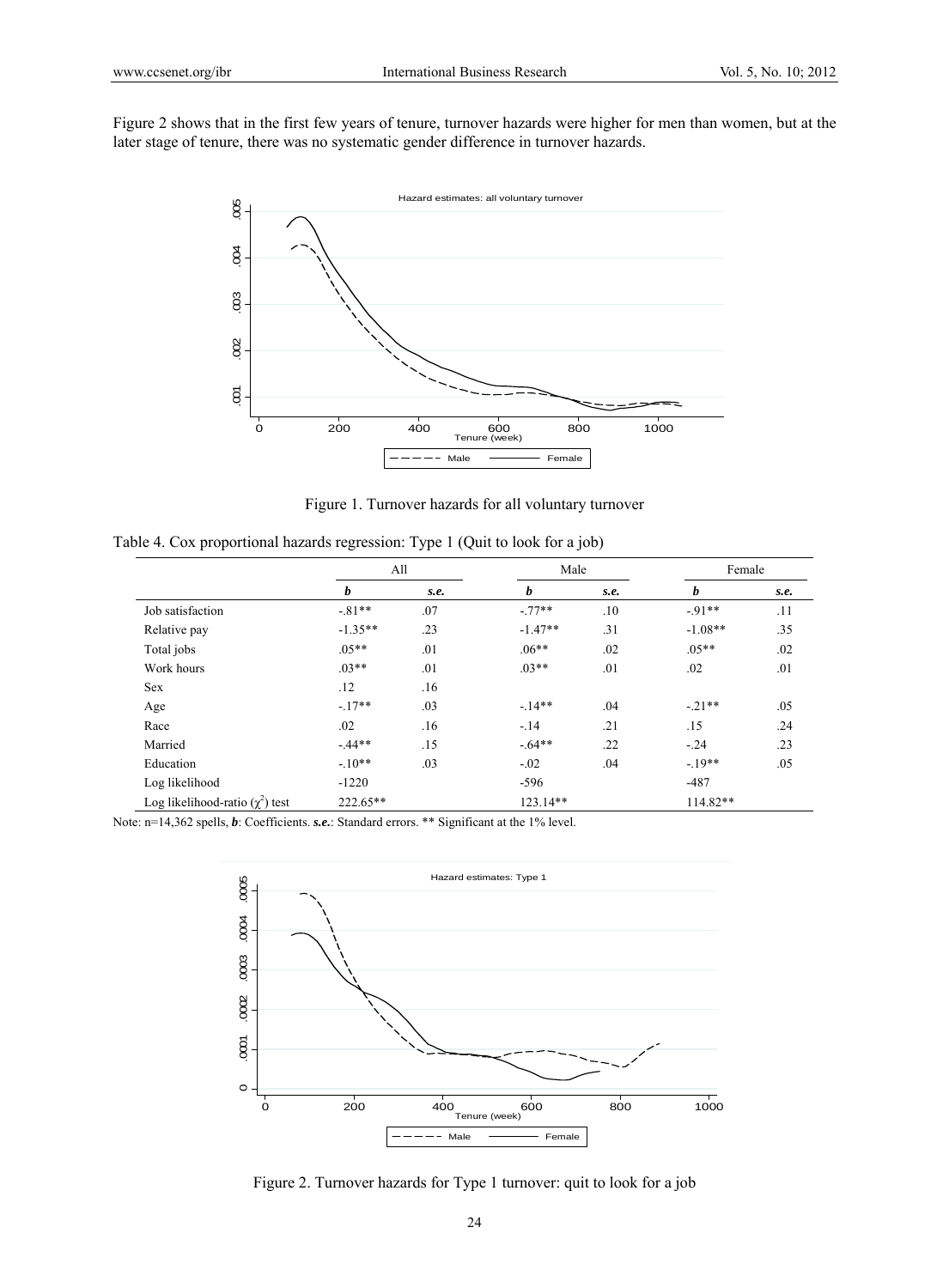Figure 2 shows that in the first few years of tenure, turnover hazards were higher for men than women, but at the later stage of tenure, there was no systematic gender difference in turnover hazards.

Figure 1. Turnover hazards for all voluntary turnover

Table 4. Cox proportional hazards regression: Type 1 (Quit to look for a job)

| | All | | Male | | Female | |
|---|---|---|---|---|---|---|
| | ***b*** | ***s.e.*** | ***b*** | ***s.e.*** | ***b*** | ***s.e.*** |
| Job satisfaction | -.81** | .07 | -.77** | .10 | -.91** | .11 |
| Relative pay | -1.35** | .23 | -1.47** | .31 | -1.08** | .35 |
| Total jobs | .05** | .01 | .06** | .02 | .05** | .02 |
| Work hours | .03** | .01 | .03** | .01 | .02 | .01 |
| Sex | .12 | .16 | | | | |
| Age | -.17** | .03 | -.14** | .04 | -.21** | .05 |
| Race | .02 | .16 | -.14 | .21 | .15 | .24 |
| Married | -.44** | .15 | -.64** | .22 | -.24 | .23 |
| Education | -.10** | .03 | -.02 | .04 | -.19** | .05 |
| Log likelihood | -1220 | | -596 | | -487 | |
| Log likelihood-ratio ($\chi^2$) test | 222.65** | | 123.14** | | 114.82** | |

Note: n=14,362 spells, ***b***: Coefficients. ***s.e.***: Standard errors. ** Significant at the 1% level.

Figure 2. Turnover hazards for Type 1 turnover: quit to look for a job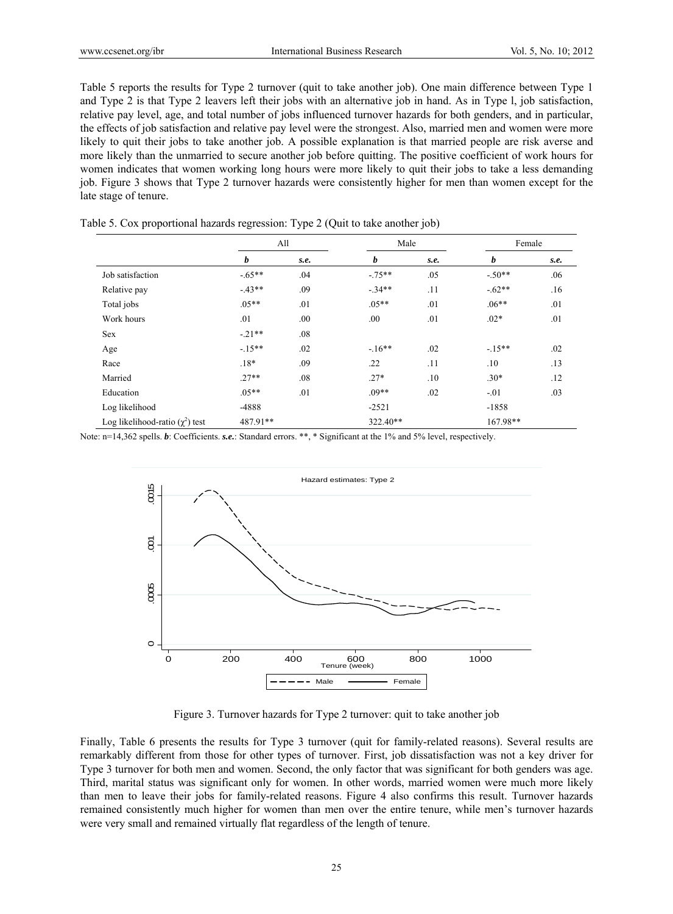Table 5 reports the results for Type 2 turnover (quit to take another job). One main difference between Type 1 and Type 2 is that Type 2 leavers left their jobs with an alternative job in hand. As in Type l, job satisfaction, relative pay level, age, and total number of jobs influenced turnover hazards for both genders, and in particular, the effects of job satisfaction and relative pay level were the strongest. Also, married men and women were more likely to quit their jobs to take another job. A possible explanation is that married people are risk averse and more likely than the unmarried to secure another job before quitting. The positive coefficient of work hours for women indicates that women working long hours were more likely to quit their jobs to take a less demanding job. Figure 3 shows that Type 2 turnover hazards were consistently higher for men than women except for the late stage of tenure.

Table 5. Cox proportional hazards regression: Type 2 (Quit to take another job)

| | All | | Male | | Female | |
|---|---|---|---|---|---|---|
| | ***b*** | ***s.e.*** | ***b*** | ***s.e.*** | ***b*** | ***s.e.*** |
| Job satisfaction | -.65** | .04 | -.75** | .05 | -.50** | .06 |
| Relative pay | -.43** | .09 | -.34** | .11 | -.62** | .16 |
| Total jobs | .05** | .01 | .05** | .01 | .06** | .01 |
| Work hours | .01 | .00 | .00 | .01 | .02* | .01 |
| Sex | -.21** | .08 | | | | |
| Age | -.15** | .02 | -.16** | .02 | -.15** | .02 |
| Race | .18* | .09 | .22 | .11 | .10 | .13 |
| Married | .27** | .08 | .27* | .10 | .30* | .12 |
| Education | .05** | .01 | .09** | .02 | -.01 | .03 |
| Log likelihood | -4888 | | -2521 | | -1858 | |
| Log likelihood-ratio ($\chi^2$) test | 487.91** | | 322.40** | | 167.98** | |

Note: n=14,362 spells. ***b***: Coefficients. ***s.e.***: Standard errors. **, * Significant at the 1% and 5% level, respectively.

Figure 3. Turnover hazards for Type 2 turnover: quit to take another job

Finally, Table 6 presents the results for Type 3 turnover (quit for family-related reasons). Several results are remarkably different from those for other types of turnover. First, job dissatisfaction was not a key driver for Type 3 turnover for both men and women. Second, the only factor that was significant for both genders was age. Third, marital status was significant only for women. In other words, married women were much more likely than men to leave their jobs for family-related reasons. Figure 4 also confirms this result. Turnover hazards remained consistently much higher for women than men over the entire tenure, while men's turnover hazards were very small and remained virtually flat regardless of the length of tenure.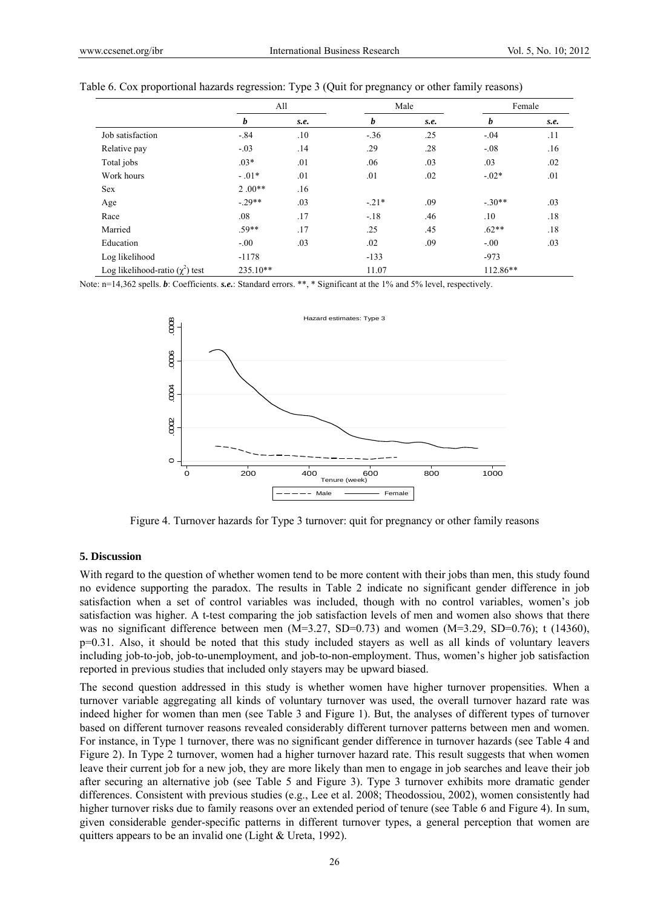Table 6. Cox proportional hazards regression: Type 3 (Quit for pregnancy or other family reasons)

| | All | | Male | | Female | |
|---|---|---|---|---|---|---|
| | ***b*** | ***s.e.*** | ***b*** | ***s.e.*** | ***b*** | ***s.e.*** |
| Job satisfaction | -.84 | .10 | -.36 | .25 | -.04 | .11 |
| Relative pay | -.03 | .14 | .29 | .28 | -.08 | .16 |
| Total jobs | .03* | .01 | .06 | .03 | .03 | .02 |
| Work hours | - .01* | .01 | .01 | .02 | -.02* | .01 |
| Sex | 2 .00** | .16 | | | | |
| Age | -.29** | .03 | -.21* | .09 | -.30** | .03 |
| Race | .08 | .17 | -.18 | .46 | .10 | .18 |
| Married | .59** | .17 | .25 | .45 | .62** | .18 |
| Education | -.00 | .03 | .02 | .09 | -.00 | .03 |
| Log likelihood | -1178 | | -133 | | -973 | |
| Log likelihood-ratio ($\chi^2$) test | 235.10** | | 11.07 | | 112.86** | |

Note: n=14,362 spells. ***b***: Coefficients. ***s.e.***: Standard errors. **, * Significant at the 1% and 5% level, respectively.

Figure 4. Turnover hazards for Type 3 turnover: quit for pregnancy or other family reasons

## 5. Discussion

With regard to the question of whether women tend to be more content with their jobs than men, this study found no evidence supporting the paradox. The results in Table 2 indicate no significant gender difference in job satisfaction when a set of control variables was included, though with no control variables, women's job satisfaction was higher. A t-test comparing the job satisfaction levels of men and women also shows that there was no significant difference between men (M=3.27, SD=0.73) and women (M=3.29, SD=0.76); t (14360), p=0.31. Also, it should be noted that this study included stayers as well as all kinds of voluntary leavers including job-to-job, job-to-unemployment, and job-to-non-employment. Thus, women's higher job satisfaction reported in previous studies that included only stayers may be upward biased.

The second question addressed in this study is whether women have higher turnover propensities. When a turnover variable aggregating all kinds of voluntary turnover was used, the overall turnover hazard rate was indeed higher for women than men (see Table 3 and Figure 1). But, the analyses of different types of turnover based on different turnover reasons revealed considerably different turnover patterns between men and women. For instance, in Type 1 turnover, there was no significant gender difference in turnover hazards (see Table 4 and Figure 2). In Type 2 turnover, women had a higher turnover hazard rate. This result suggests that when women leave their current job for a new job, they are more likely than men to engage in job searches and leave their job after securing an alternative job (see Table 5 and Figure 3). Type 3 turnover exhibits more dramatic gender differences. Consistent with previous studies (e.g., Lee et al. 2008; Theodossiou, 2002), women consistently had higher turnover risks due to family reasons over an extended period of tenure (see Table 6 and Figure 4). In sum, given considerable gender-specific patterns in different turnover types, a general perception that women are quitters appears to be an invalid one (Light & Ureta, 1992).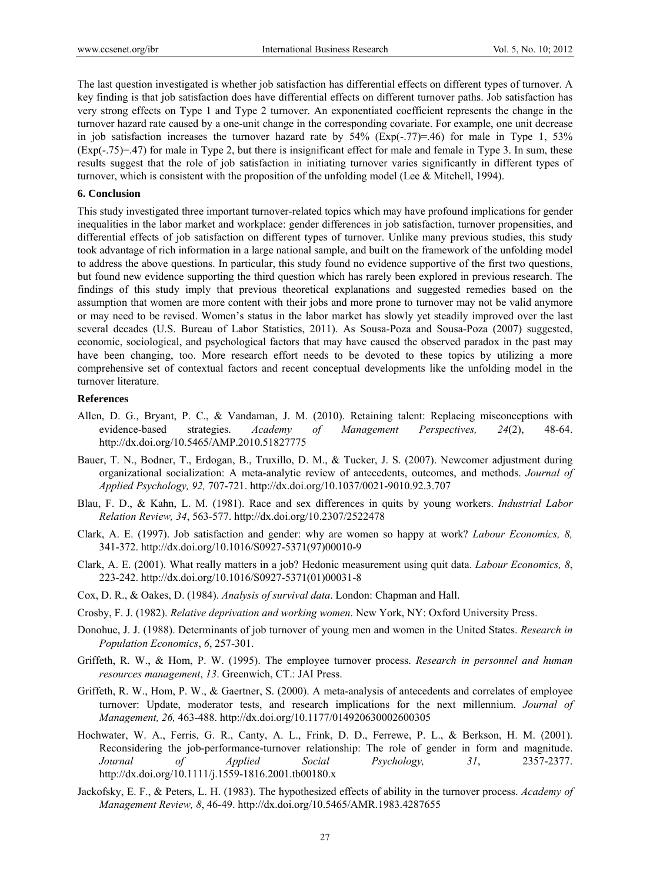The last question investigated is whether job satisfaction has differential effects on different types of turnover. A key finding is that job satisfaction does have differential effects on different turnover paths. Job satisfaction has very strong effects on Type 1 and Type 2 turnover. An exponentiated coefficient represents the change in the turnover hazard rate caused by a one-unit change in the corresponding covariate. For example, one unit decrease in job satisfaction increases the turnover hazard rate by 54% (Exp(-.77)=.46) for male in Type 1, 53% (Exp(-.75)=.47) for male in Type 2, but there is insignificant effect for male and female in Type 3. In sum, these results suggest that the role of job satisfaction in initiating turnover varies significantly in different types of turnover, which is consistent with the proposition of the unfolding model (Lee & Mitchell, 1994).

### 6. Conclusion

This study investigated three important turnover-related topics which may have profound implications for gender inequalities in the labor market and workplace: gender differences in job satisfaction, turnover propensities, and differential effects of job satisfaction on different types of turnover. Unlike many previous studies, this study took advantage of rich information in a large national sample, and built on the framework of the unfolding model to address the above questions. In particular, this study found no evidence supportive of the first two questions, but found new evidence supporting the third question which has rarely been explored in previous research. The findings of this study imply that previous theoretical explanations and suggested remedies based on the assumption that women are more content with their jobs and more prone to turnover may not be valid anymore or may need to be revised. Women's status in the labor market has slowly yet steadily improved over the last several decades (U.S. Bureau of Labor Statistics, 2011). As Sousa-Poza and Sousa-Poza (2007) suggested, economic, sociological, and psychological factors that may have caused the observed paradox in the past may have been changing, too. More research effort needs to be devoted to these topics by utilizing a more comprehensive set of contextual factors and recent conceptual developments like the unfolding model in the turnover literature.

### References

Allen, D. G., Bryant, P. C., & Vandaman, J. M. (2010). Retaining talent: Replacing misconceptions with evidence-based strategies. *Academy of Management Perspectives, 24*(2), 48-64. http://dx.doi.org/10.5465/AMP.2010.51827775

Bauer, T. N., Bodner, T., Erdogan, B., Truxillo, D. M., & Tucker, J. S. (2007). Newcomer adjustment during organizational socialization: A meta-analytic review of antecedents, outcomes, and methods. *Journal of Applied Psychology, 92,* 707-721. http://dx.doi.org/10.1037/0021-9010.92.3.707

Blau, F. D., & Kahn, L. M. (1981). Race and sex differences in quits by young workers. *Industrial Labor Relation Review, 34*, 563-577. http://dx.doi.org/10.2307/2522478

Clark, A. E. (1997). Job satisfaction and gender: why are women so happy at work? *Labour Economics, 8,* 341-372. http://dx.doi.org/10.1016/S0927-5371(97)00010-9

Clark, A. E. (2001). What really matters in a job? Hedonic measurement using quit data. *Labour Economics, 8*, 223-242. http://dx.doi.org/10.1016/S0927-5371(01)00031-8

Cox, D. R., & Oakes, D. (1984). *Analysis of survival data*. London: Chapman and Hall.

Crosby, F. J. (1982). *Relative deprivation and working women*. New York, NY: Oxford University Press.

Donohue, J. J. (1988). Determinants of job turnover of young men and women in the United States. *Research in Population Economics*, *6*, 257-301.

Griffeth, R. W., & Hom, P. W. (1995). The employee turnover process. *Research in personnel and human resources management*, *13*. Greenwich, CT.: JAI Press.

Griffeth, R. W., Hom, P. W., & Gaertner, S. (2000). A meta-analysis of antecedents and correlates of employee turnover: Update, moderator tests, and research implications for the next millennium. *Journal of Management, 26,* 463-488. http://dx.doi.org/10.1177/014920630002600305

Hochwater, W. A., Ferris, G. R., Canty, A. L., Frink, D. D., Ferrewe, P. L., & Berkson, H. M. (2001). Reconsidering the job-performance-turnover relationship: The role of gender in form and magnitude. *Journal of Applied Social Psychology, 31*, 2357-2377. http://dx.doi.org/10.1111/j.1559-1816.2001.tb00180.x

Jackofsky, E. F., & Peters, L. H. (1983). The hypothesized effects of ability in the turnover process. *Academy of Management Review, 8*, 46-49. http://dx.doi.org/10.5465/AMR.1983.4287655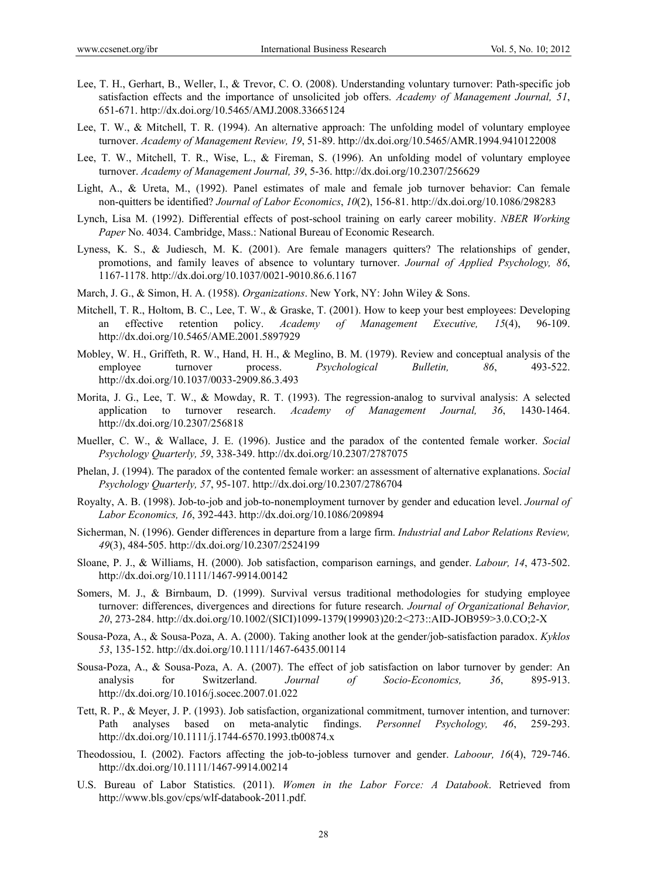Lee, T. H., Gerhart, B., Weller, I., & Trevor, C. O. (2008). Understanding voluntary turnover: Path-specific job satisfaction effects and the importance of unsolicited job offers. *Academy of Management Journal, 51*, 651-671. http://dx.doi.org/10.5465/AMJ.2008.33665124

Lee, T. W., & Mitchell, T. R. (1994). An alternative approach: The unfolding model of voluntary employee turnover. *Academy of Management Review, 19*, 51-89. http://dx.doi.org/10.5465/AMR.1994.9410122008

Lee, T. W., Mitchell, T. R., Wise, L., & Fireman, S. (1996). An unfolding model of voluntary employee turnover. *Academy of Management Journal, 39*, 5-36. http://dx.doi.org/10.2307/256629

Light, A., & Ureta, M., (1992). Panel estimates of male and female job turnover behavior: Can female non-quitters be identified? *Journal of Labor Economics*, *10*(2), 156-81. http://dx.doi.org/10.1086/298283

Lynch, Lisa M. (1992). Differential effects of post-school training on early career mobility. *NBER Working Paper* No. 4034. Cambridge, Mass.: National Bureau of Economic Research.

Lyness, K. S., & Judiesch, M. K. (2001). Are female managers quitters? The relationships of gender, promotions, and family leaves of absence to voluntary turnover. *Journal of Applied Psychology, 86*, 1167-1178. http://dx.doi.org/10.1037/0021-9010.86.6.1167

March, J. G., & Simon, H. A. (1958). *Organizations*. New York, NY: John Wiley & Sons.

Mitchell, T. R., Holtom, B. C., Lee, T. W., & Graske, T. (2001). How to keep your best employees: Developing an effective retention policy. *Academy of Management Executive, 15*(4), 96-109. http://dx.doi.org/10.5465/AME.2001.5897929

Mobley, W. H., Griffeth, R. W., Hand, H. H., & Meglino, B. M. (1979). Review and conceptual analysis of the employee turnover process. *Psychological Bulletin, 86*, 493-522. http://dx.doi.org/10.1037/0033-2909.86.3.493

Morita, J. G., Lee, T. W., & Mowday, R. T. (1993). The regression-analog to survival analysis: A selected application to turnover research. *Academy of Management Journal, 36*, 1430-1464. http://dx.doi.org/10.2307/256818

Mueller, C. W., & Wallace, J. E. (1996). Justice and the paradox of the contented female worker. *Social Psychology Quarterly, 59*, 338-349. http://dx.doi.org/10.2307/2787075

Phelan, J. (1994). The paradox of the contented female worker: an assessment of alternative explanations. *Social Psychology Quarterly, 57*, 95-107. http://dx.doi.org/10.2307/2786704

Royalty, A. B. (1998). Job-to-job and job-to-nonemployment turnover by gender and education level. *Journal of Labor Economics, 16*, 392-443. http://dx.doi.org/10.1086/209894

Sicherman, N. (1996). Gender differences in departure from a large firm. *Industrial and Labor Relations Review, 49*(3), 484-505. http://dx.doi.org/10.2307/2524199

Sloane, P. J., & Williams, H. (2000). Job satisfaction, comparison earnings, and gender. *Labour, 14*, 473-502. http://dx.doi.org/10.1111/1467-9914.00142

Somers, M. J., & Birnbaum, D. (1999). Survival versus traditional methodologies for studying employee turnover: differences, divergences and directions for future research. *Journal of Organizational Behavior, 20*, 273-284. http://dx.doi.org/10.1002/(SICI)1099-1379(199903)20:2<273::AID-JOB959>3.0.CO;2-X

Sousa-Poza, A., & Sousa-Poza, A. A. (2000). Taking another look at the gender/job-satisfaction paradox. *Kyklos 53*, 135-152. http://dx.doi.org/10.1111/1467-6435.00114

Sousa-Poza, A., & Sousa-Poza, A. A. (2007). The effect of job satisfaction on labor turnover by gender: An analysis for Switzerland. *Journal of Socio-Economics, 36*, 895-913. http://dx.doi.org/10.1016/j.socec.2007.01.022

Tett, R. P., & Meyer, J. P. (1993). Job satisfaction, organizational commitment, turnover intention, and turnover: Path analyses based on meta-analytic findings. *Personnel Psychology, 46*, 259-293. http://dx.doi.org/10.1111/j.1744-6570.1993.tb00874.x

Theodossiou, I. (2002). Factors affecting the job-to-jobless turnover and gender. *Laboour, 16*(4), 729-746. http://dx.doi.org/10.1111/1467-9914.00214

U.S. Bureau of Labor Statistics. (2011). *Women in the Labor Force: A Databook*. Retrieved from http://www.bls.gov/cps/wlf-databook-2011.pdf.